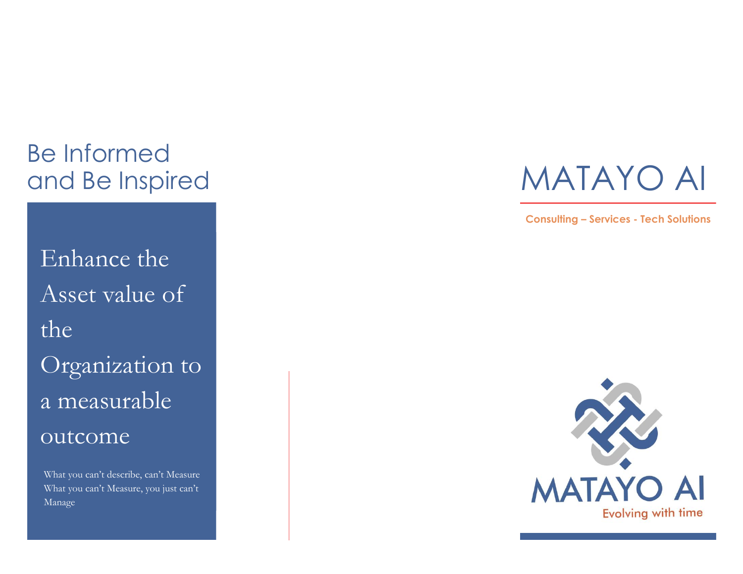## Be Informed and Be Inspired

### Enhance the Asset value of the Organization to a measurable outcome

What you can't describe, can't Measure
What you can't Measure, you just can't Manage

# MATAYO AI

**Consulting – Services - Tech Solutions**

MATAYO AI
Evolving with time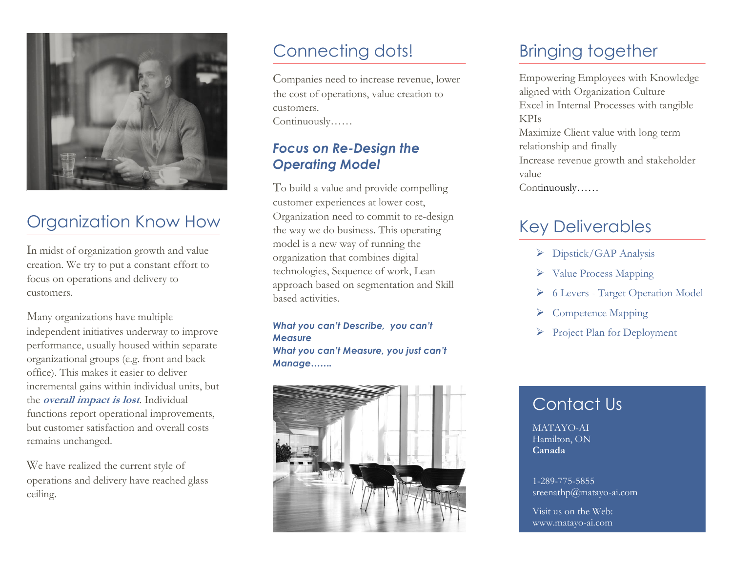## Organization Know How

In midst of organization growth and value creation. We try to put a constant effort to focus on operations and delivery to customers.

Many organizations have multiple independent initiatives underway to improve performance, usually housed within separate organizational groups (e.g. front and back office). This makes it easier to deliver incremental gains within individual units, but the ***overall impact is lost***. Individual functions report operational improvements, but customer satisfaction and overall costs remains unchanged.

We have realized the current style of operations and delivery have reached glass ceiling.

## Connecting dots!

Companies need to increase revenue, lower the cost of operations, value creation to customers.
Continuously……

### *Focus on Re-Design the Operating Model*

To build a value and provide compelling customer experiences at lower cost, Organization need to commit to re-design the way we do business. This operating model is a new way of running the organization that combines digital technologies, Sequence of work, Lean approach based on segmentation and Skill based activities.

***What you can't Describe, you can't Measure***
***What you can't Measure, you just can't Manage…….***

## Bringing together

Empowering Employees with Knowledge aligned with Organization Culture
Excel in Internal Processes with tangible KPIs
Maximize Client value with long term relationship and finally
Increase revenue growth and stakeholder value
Continuously……

## Key Deliverables

- Dipstick/GAP Analysis
- Value Process Mapping
- 6 Levers - Target Operation Model
- Competence Mapping
- Project Plan for Deployment

## Contact Us

MATAYO-AI
Hamilton, ON
**Canada**

1-289-775-5855
sreenathp@matayo-ai.com

Visit us on the Web:
www.matayo-ai.com